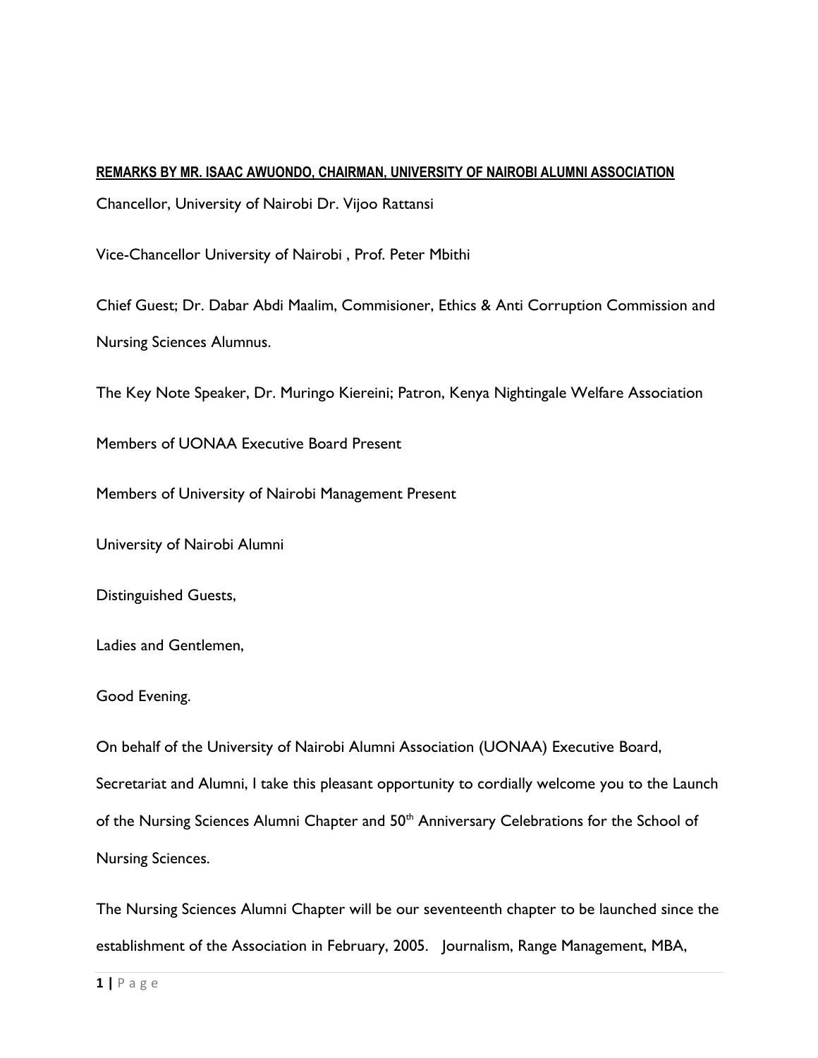**REMARKS BY MR. ISAAC AWUONDO, CHAIRMAN, UNIVERSITY OF NAIROBI ALUMNI ASSOCIATION**

Chancellor, University of Nairobi Dr. Vijoo Rattansi

Vice-Chancellor University of Nairobi , Prof. Peter Mbithi

Chief Guest; Dr. Dabar Abdi Maalim, Commisioner, Ethics & Anti Corruption Commission and Nursing Sciences Alumnus.

The Key Note Speaker, Dr. Muringo Kiereini; Patron, Kenya Nightingale Welfare Association

Members of UONAA Executive Board Present

Members of University of Nairobi Management Present

University of Nairobi Alumni

Distinguished Guests,

Ladies and Gentlemen,

Good Evening.

On behalf of the University of Nairobi Alumni Association (UONAA) Executive Board, Secretariat and Alumni, I take this pleasant opportunity to cordially welcome you to the Launch of the Nursing Sciences Alumni Chapter and 50th Anniversary Celebrations for the School of Nursing Sciences.

The Nursing Sciences Alumni Chapter will be our seventeenth chapter to be launched since the establishment of the Association in February, 2005. Journalism, Range Management, MBA,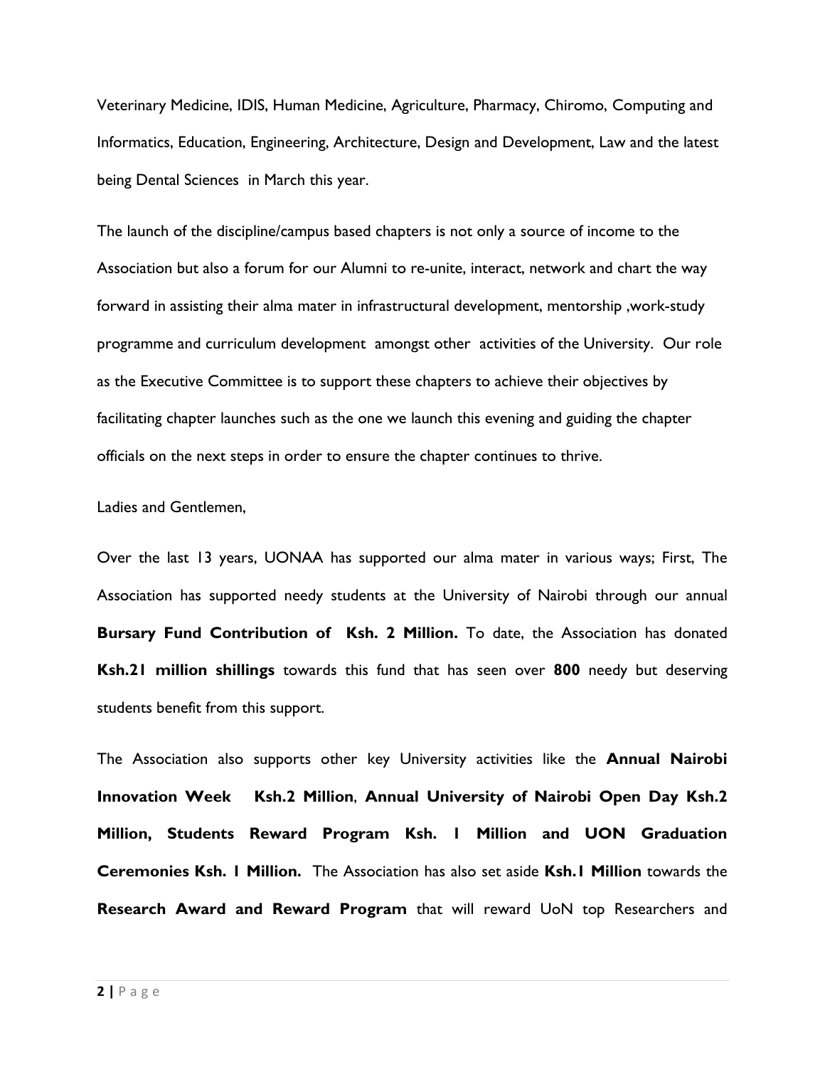Veterinary Medicine, IDIS, Human Medicine, Agriculture, Pharmacy, Chiromo, Computing and Informatics, Education, Engineering, Architecture, Design and Development, Law and the latest being Dental Sciences in March this year.

The launch of the discipline/campus based chapters is not only a source of income to the Association but also a forum for our Alumni to re-unite, interact, network and chart the way forward in assisting their alma mater in infrastructural development, mentorship ,work-study programme and curriculum development amongst other activities of the University. Our role as the Executive Committee is to support these chapters to achieve their objectives by facilitating chapter launches such as the one we launch this evening and guiding the chapter officials on the next steps in order to ensure the chapter continues to thrive.

Ladies and Gentlemen,

Over the last 13 years, UONAA has supported our alma mater in various ways; First, The Association has supported needy students at the University of Nairobi through our annual **Bursary Fund Contribution of Ksh. 2 Million.** To date, the Association has donated **Ksh.21 million shillings** towards this fund that has seen over **800** needy but deserving students benefit from this support.

The Association also supports other key University activities like the **Annual Nairobi Innovation Week Ksh.2 Million**, **Annual University of Nairobi Open Day Ksh.2 Million, Students Reward Program Ksh. 1 Million and UON Graduation Ceremonies Ksh. 1 Million.** The Association has also set aside **Ksh.1 Million** towards the **Research Award and Reward Program** that will reward UoN top Researchers and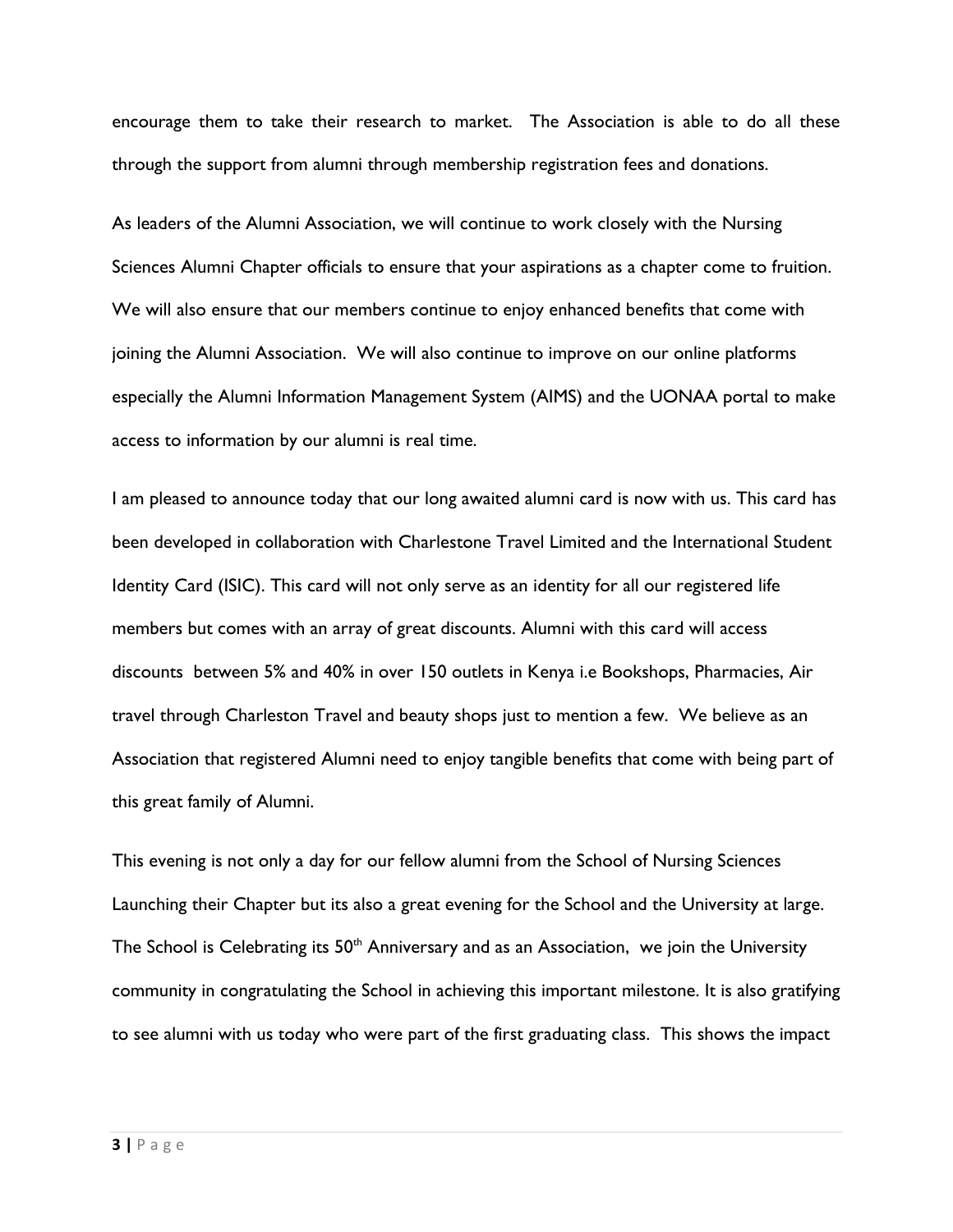encourage them to take their research to market. The Association is able to do all these through the support from alumni through membership registration fees and donations.

As leaders of the Alumni Association, we will continue to work closely with the Nursing Sciences Alumni Chapter officials to ensure that your aspirations as a chapter come to fruition. We will also ensure that our members continue to enjoy enhanced benefits that come with joining the Alumni Association. We will also continue to improve on our online platforms especially the Alumni Information Management System (AIMS) and the UONAA portal to make access to information by our alumni is real time.

I am pleased to announce today that our long awaited alumni card is now with us. This card has been developed in collaboration with Charlestone Travel Limited and the International Student Identity Card (ISIC). This card will not only serve as an identity for all our registered life members but comes with an array of great discounts. Alumni with this card will access discounts between 5% and 40% in over 150 outlets in Kenya i.e Bookshops, Pharmacies, Air travel through Charleston Travel and beauty shops just to mention a few. We believe as an Association that registered Alumni need to enjoy tangible benefits that come with being part of this great family of Alumni.

This evening is not only a day for our fellow alumni from the School of Nursing Sciences Launching their Chapter but its also a great evening for the School and the University at large. The School is Celebrating its 50th Anniversary and as an Association, we join the University community in congratulating the School in achieving this important milestone. It is also gratifying to see alumni with us today who were part of the first graduating class. This shows the impact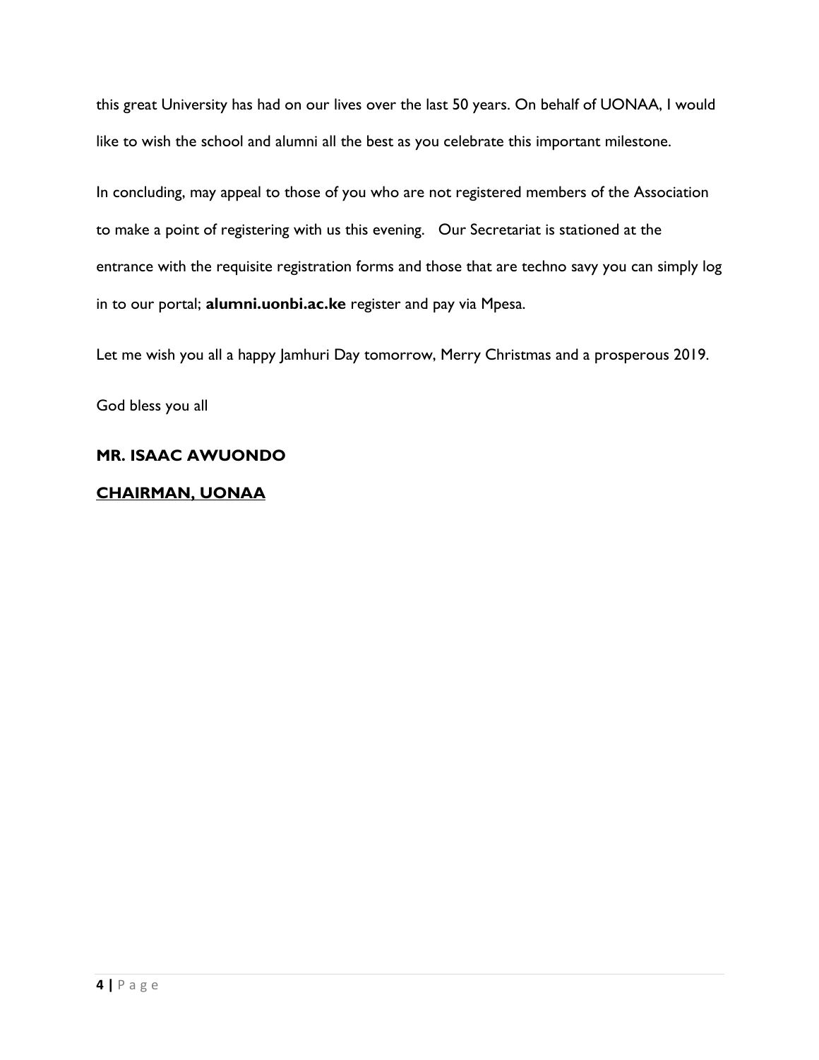this great University has had on our lives over the last 50 years. On behalf of UONAA, I would like to wish the school and alumni all the best as you celebrate this important milestone.

In concluding, may appeal to those of you who are not registered members of the Association to make a point of registering with us this evening.   Our Secretariat is stationed at the entrance with the requisite registration forms and those that are techno savy you can simply log in to our portal; **alumni.uonbi.ac.ke** register and pay via Mpesa.

Let me wish you all a happy Jamhuri Day tomorrow, Merry Christmas and a prosperous 2019.

God bless you all

**MR. ISAAC AWUONDO**

**CHAIRMAN, UONAA**